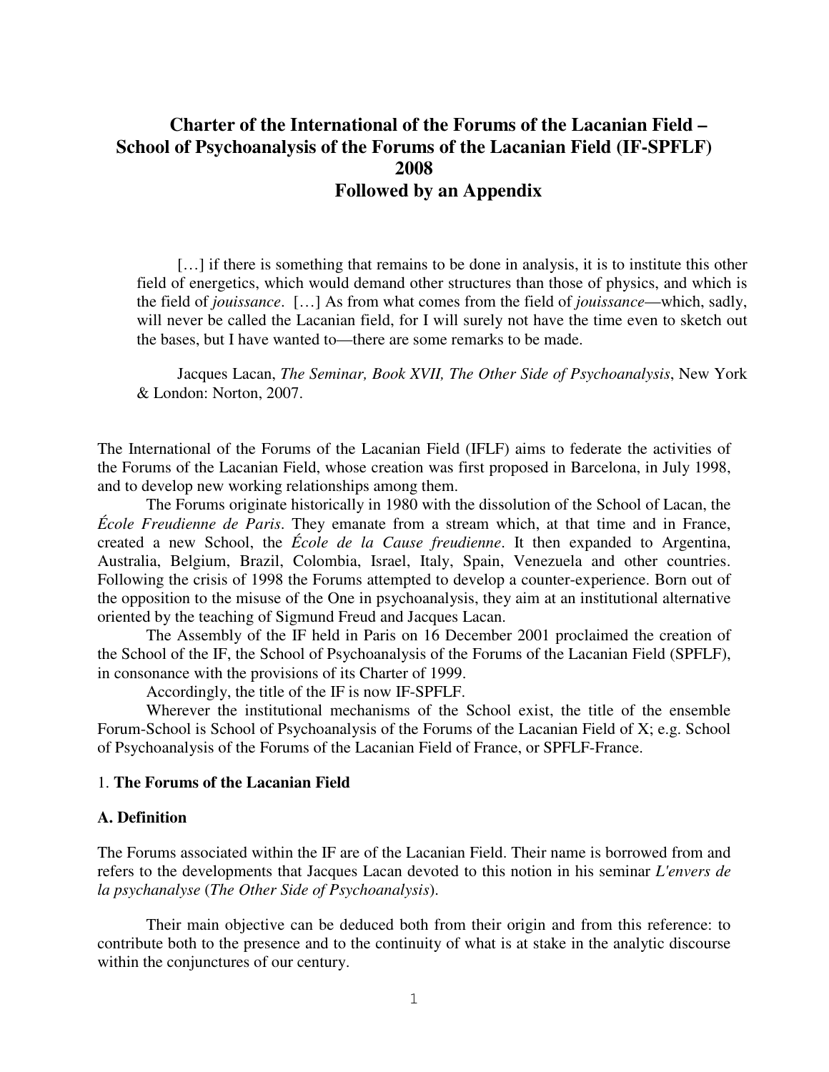# Charter of the International of the Forums of the Lacanian Field – School of Psychoanalysis of the Forums of the Lacanian Field (IF-SPFLF) 2008 Followed by an Appendix

> […] if there is something that remains to be done in analysis, it is to institute this other field of energetics, which would demand other structures than those of physics, and which is the field of *jouissance*. […] As from what comes from the field of *jouissance*—which, sadly, will never be called the Lacanian field, for I will surely not have the time even to sketch out the bases, but I have wanted to—there are some remarks to be made.
>
> Jacques Lacan, *The Seminar, Book XVII, The Other Side of Psychoanalysis*, New York & London: Norton, 2007.

The International of the Forums of the Lacanian Field (IFLF) aims to federate the activities of the Forums of the Lacanian Field, whose creation was first proposed in Barcelona, in July 1998, and to develop new working relationships among them.

The Forums originate historically in 1980 with the dissolution of the School of Lacan, the *École Freudienne de Paris*. They emanate from a stream which, at that time and in France, created a new School, the *École de la Cause freudienne*. It then expanded to Argentina, Australia, Belgium, Brazil, Colombia, Israel, Italy, Spain, Venezuela and other countries. Following the crisis of 1998 the Forums attempted to develop a counter-experience. Born out of the opposition to the misuse of the One in psychoanalysis, they aim at an institutional alternative oriented by the teaching of Sigmund Freud and Jacques Lacan.

The Assembly of the IF held in Paris on 16 December 2001 proclaimed the creation of the School of the IF, the School of Psychoanalysis of the Forums of the Lacanian Field (SPFLF), in consonance with the provisions of its Charter of 1999.

Accordingly, the title of the IF is now IF-SPFLF.

Wherever the institutional mechanisms of the School exist, the title of the ensemble Forum-School is School of Psychoanalysis of the Forums of the Lacanian Field of X; e.g. School of Psychoanalysis of the Forums of the Lacanian Field of France, or SPFLF-France.

## 1. **The Forums of the Lacanian Field**

### A. Definition

The Forums associated within the IF are of the Lacanian Field. Their name is borrowed from and refers to the developments that Jacques Lacan devoted to this notion in his seminar *L'envers de la psychanalyse* (*The Other Side of Psychoanalysis*).

Their main objective can be deduced both from their origin and from this reference: to contribute both to the presence and to the continuity of what is at stake in the analytic discourse within the conjunctures of our century.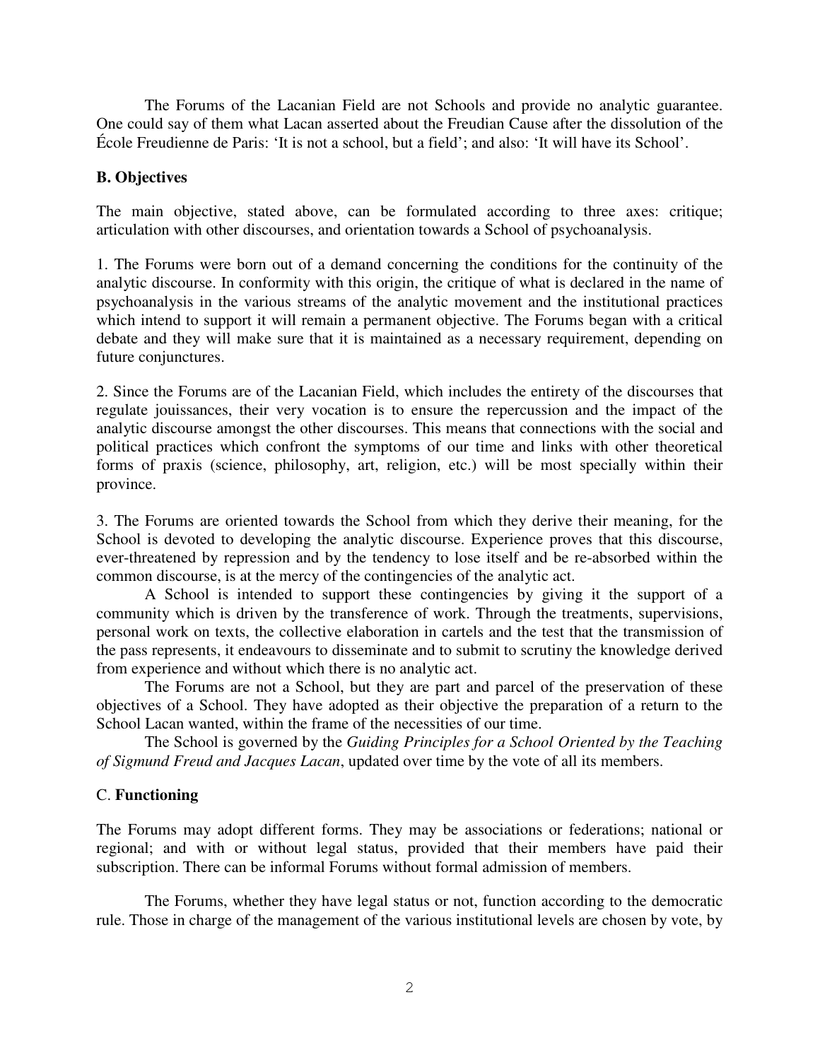The Forums of the Lacanian Field are not Schools and provide no analytic guarantee. One could say of them what Lacan asserted about the Freudian Cause after the dissolution of the École Freudienne de Paris: 'It is not a school, but a field'; and also: 'It will have its School'.

**B. Objectives**

The main objective, stated above, can be formulated according to three axes: critique; articulation with other discourses, and orientation towards a School of psychoanalysis.

1. The Forums were born out of a demand concerning the conditions for the continuity of the analytic discourse. In conformity with this origin, the critique of what is declared in the name of psychoanalysis in the various streams of the analytic movement and the institutional practices which intend to support it will remain a permanent objective. The Forums began with a critical debate and they will make sure that it is maintained as a necessary requirement, depending on future conjunctures.

2. Since the Forums are of the Lacanian Field, which includes the entirety of the discourses that regulate jouissances, their very vocation is to ensure the repercussion and the impact of the analytic discourse amongst the other discourses. This means that connections with the social and political practices which confront the symptoms of our time and links with other theoretical forms of praxis (science, philosophy, art, religion, etc.) will be most specially within their province.

3. The Forums are oriented towards the School from which they derive their meaning, for the School is devoted to developing the analytic discourse. Experience proves that this discourse, ever-threatened by repression and by the tendency to lose itself and be re-absorbed within the common discourse, is at the mercy of the contingencies of the analytic act.

A School is intended to support these contingencies by giving it the support of a community which is driven by the transference of work. Through the treatments, supervisions, personal work on texts, the collective elaboration in cartels and the test that the transmission of the pass represents, it endeavours to disseminate and to submit to scrutiny the knowledge derived from experience and without which there is no analytic act.

The Forums are not a School, but they are part and parcel of the preservation of these objectives of a School. They have adopted as their objective the preparation of a return to the School Lacan wanted, within the frame of the necessities of our time.

The School is governed by the *Guiding Principles for a School Oriented by the Teaching of Sigmund Freud and Jacques Lacan*, updated over time by the vote of all its members.

C. **Functioning**

The Forums may adopt different forms. They may be associations or federations; national or regional; and with or without legal status, provided that their members have paid their subscription. There can be informal Forums without formal admission of members.

The Forums, whether they have legal status or not, function according to the democratic rule. Those in charge of the management of the various institutional levels are chosen by vote, by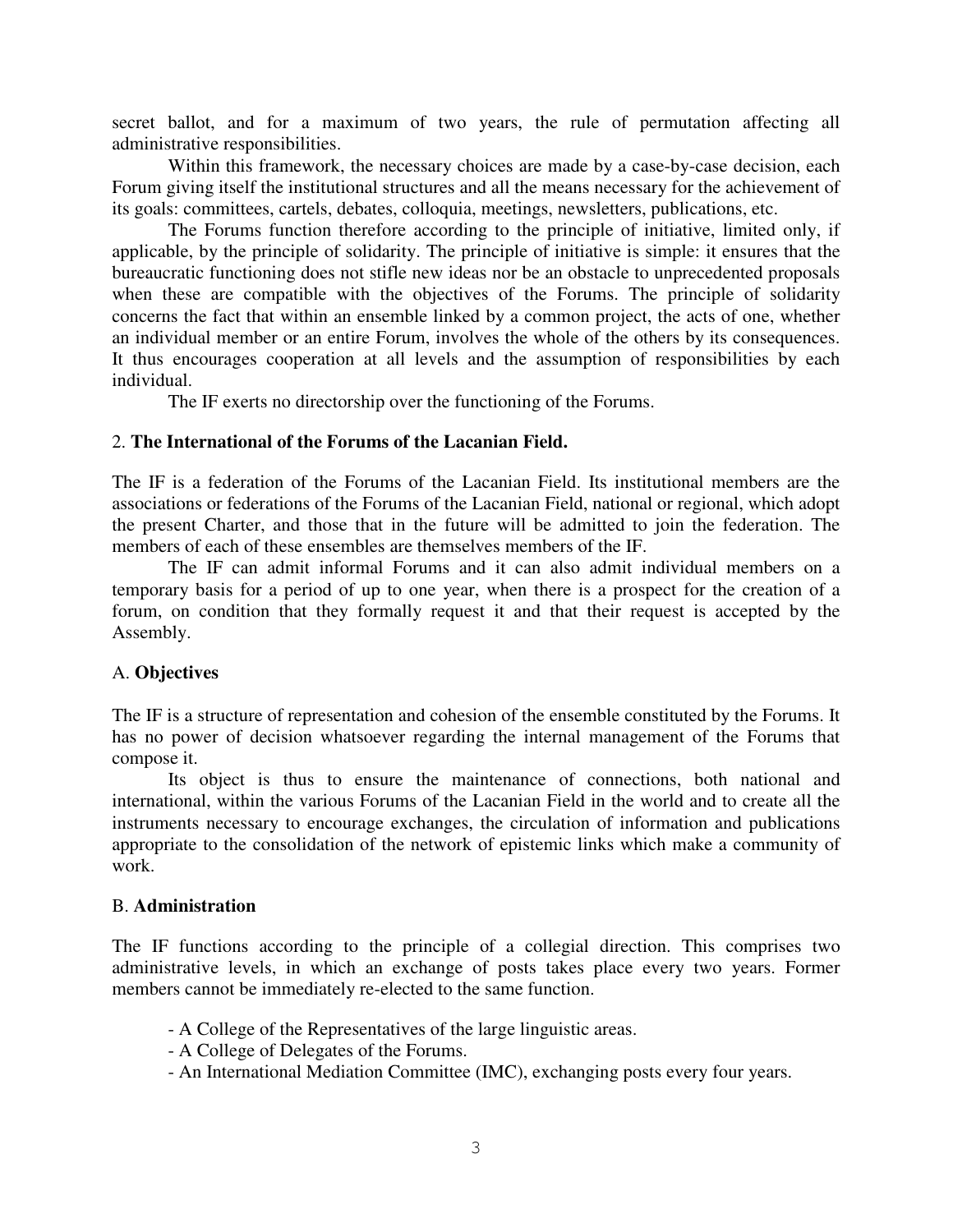secret ballot, and for a maximum of two years, the rule of permutation affecting all administrative responsibilities.

Within this framework, the necessary choices are made by a case-by-case decision, each Forum giving itself the institutional structures and all the means necessary for the achievement of its goals: committees, cartels, debates, colloquia, meetings, newsletters, publications, etc.

The Forums function therefore according to the principle of initiative, limited only, if applicable, by the principle of solidarity. The principle of initiative is simple: it ensures that the bureaucratic functioning does not stifle new ideas nor be an obstacle to unprecedented proposals when these are compatible with the objectives of the Forums. The principle of solidarity concerns the fact that within an ensemble linked by a common project, the acts of one, whether an individual member or an entire Forum, involves the whole of the others by its consequences. It thus encourages cooperation at all levels and the assumption of responsibilities by each individual.

The IF exerts no directorship over the functioning of the Forums.

## 2. **The International of the Forums of the Lacanian Field.**

The IF is a federation of the Forums of the Lacanian Field. Its institutional members are the associations or federations of the Forums of the Lacanian Field, national or regional, which adopt the present Charter, and those that in the future will be admitted to join the federation. The members of each of these ensembles are themselves members of the IF.

The IF can admit informal Forums and it can also admit individual members on a temporary basis for a period of up to one year, when there is a prospect for the creation of a forum, on condition that they formally request it and that their request is accepted by the Assembly.

### A. **Objectives**

The IF is a structure of representation and cohesion of the ensemble constituted by the Forums. It has no power of decision whatsoever regarding the internal management of the Forums that compose it.

Its object is thus to ensure the maintenance of connections, both national and international, within the various Forums of the Lacanian Field in the world and to create all the instruments necessary to encourage exchanges, the circulation of information and publications appropriate to the consolidation of the network of epistemic links which make a community of work.

### B. **Administration**

The IF functions according to the principle of a collegial direction. This comprises two administrative levels, in which an exchange of posts takes place every two years. Former members cannot be immediately re-elected to the same function.

- A College of the Representatives of the large linguistic areas.
- A College of Delegates of the Forums.
- An International Mediation Committee (IMC), exchanging posts every four years.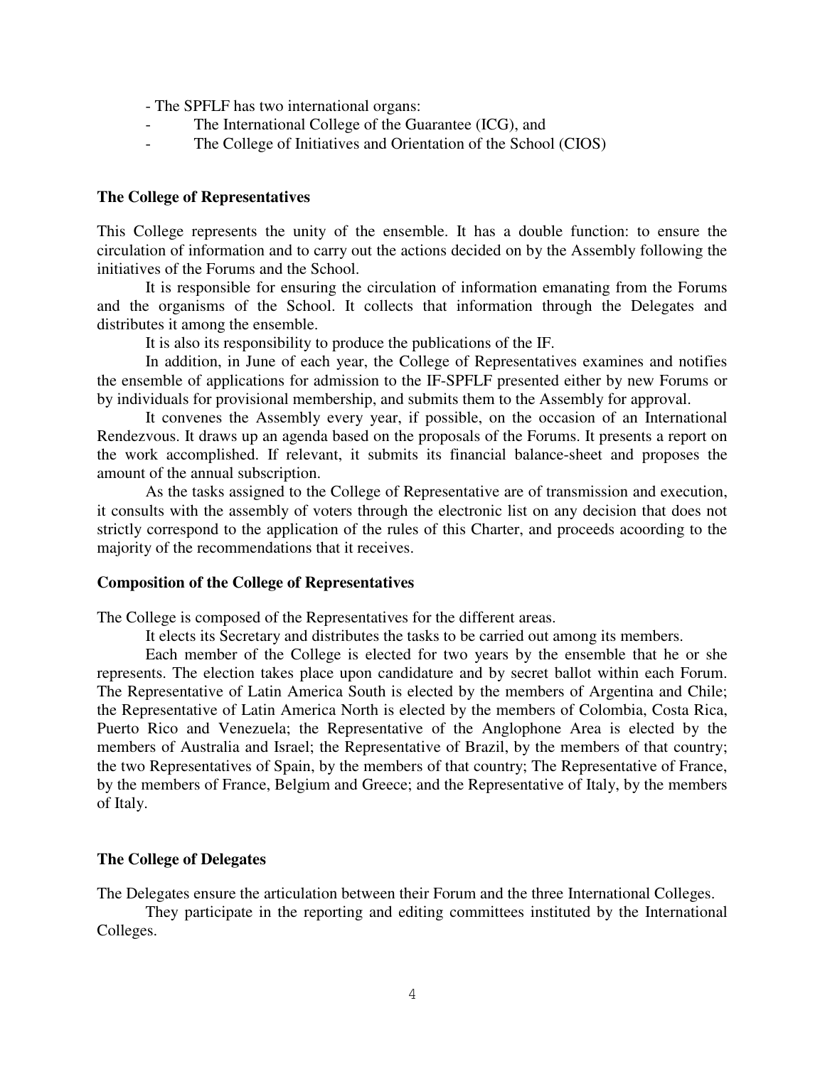- The SPFLF has two international organs:

- The International College of the Guarantee (ICG), and
- The College of Initiatives and Orientation of the School (CIOS)

**The College of Representatives**

This College represents the unity of the ensemble. It has a double function: to ensure the circulation of information and to carry out the actions decided on by the Assembly following the initiatives of the Forums and the School.

It is responsible for ensuring the circulation of information emanating from the Forums and the organisms of the School. It collects that information through the Delegates and distributes it among the ensemble.

It is also its responsibility to produce the publications of the IF.

In addition, in June of each year, the College of Representatives examines and notifies the ensemble of applications for admission to the IF-SPFLF presented either by new Forums or by individuals for provisional membership, and submits them to the Assembly for approval.

It convenes the Assembly every year, if possible, on the occasion of an International Rendezvous. It draws up an agenda based on the proposals of the Forums. It presents a report on the work accomplished. If relevant, it submits its financial balance-sheet and proposes the amount of the annual subscription.

As the tasks assigned to the College of Representative are of transmission and execution, it consults with the assembly of voters through the electronic list on any decision that does not strictly correspond to the application of the rules of this Charter, and proceeds acoording to the majority of the recommendations that it receives.

**Composition of the College of Representatives**

The College is composed of the Representatives for the different areas.

It elects its Secretary and distributes the tasks to be carried out among its members.

Each member of the College is elected for two years by the ensemble that he or she represents. The election takes place upon candidature and by secret ballot within each Forum. The Representative of Latin America South is elected by the members of Argentina and Chile; the Representative of Latin America North is elected by the members of Colombia, Costa Rica, Puerto Rico and Venezuela; the Representative of the Anglophone Area is elected by the members of Australia and Israel; the Representative of Brazil, by the members of that country; the two Representatives of Spain, by the members of that country; The Representative of France, by the members of France, Belgium and Greece; and the Representative of Italy, by the members of Italy.

**The College of Delegates**

The Delegates ensure the articulation between their Forum and the three International Colleges.

They participate in the reporting and editing committees instituted by the International Colleges.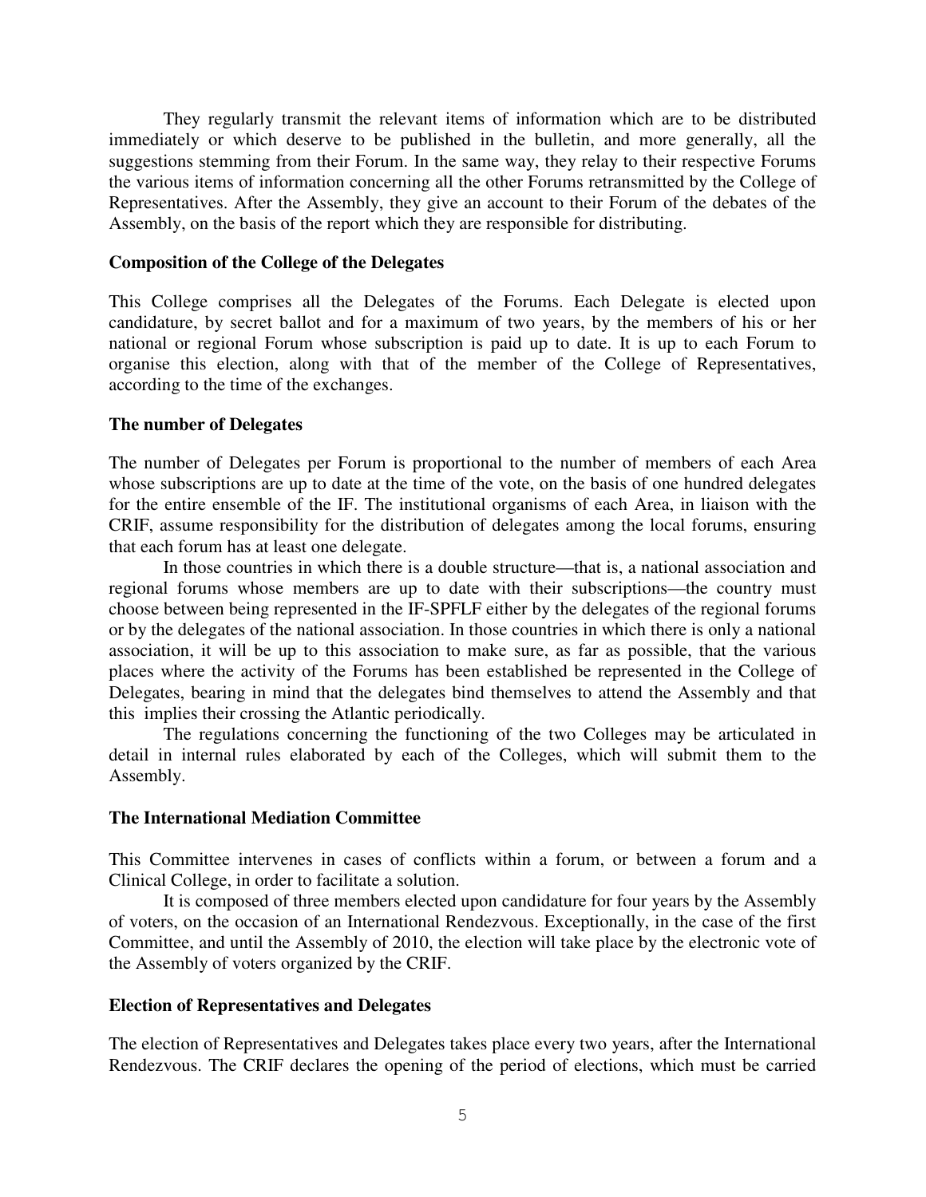They regularly transmit the relevant items of information which are to be distributed immediately or which deserve to be published in the bulletin, and more generally, all the suggestions stemming from their Forum. In the same way, they relay to their respective Forums the various items of information concerning all the other Forums retransmitted by the College of Representatives. After the Assembly, they give an account to their Forum of the debates of the Assembly, on the basis of the report which they are responsible for distributing.

**Composition of the College of the Delegates**

This College comprises all the Delegates of the Forums. Each Delegate is elected upon candidature, by secret ballot and for a maximum of two years, by the members of his or her national or regional Forum whose subscription is paid up to date. It is up to each Forum to organise this election, along with that of the member of the College of Representatives, according to the time of the exchanges.

**The number of Delegates**

The number of Delegates per Forum is proportional to the number of members of each Area whose subscriptions are up to date at the time of the vote, on the basis of one hundred delegates for the entire ensemble of the IF. The institutional organisms of each Area, in liaison with the CRIF, assume responsibility for the distribution of delegates among the local forums, ensuring that each forum has at least one delegate.

In those countries in which there is a double structure—that is, a national association and regional forums whose members are up to date with their subscriptions—the country must choose between being represented in the IF-SPFLF either by the delegates of the regional forums or by the delegates of the national association. In those countries in which there is only a national association, it will be up to this association to make sure, as far as possible, that the various places where the activity of the Forums has been established be represented in the College of Delegates, bearing in mind that the delegates bind themselves to attend the Assembly and that this implies their crossing the Atlantic periodically.

The regulations concerning the functioning of the two Colleges may be articulated in detail in internal rules elaborated by each of the Colleges, which will submit them to the Assembly.

**The International Mediation Committee**

This Committee intervenes in cases of conflicts within a forum, or between a forum and a Clinical College, in order to facilitate a solution.

It is composed of three members elected upon candidature for four years by the Assembly of voters, on the occasion of an International Rendezvous. Exceptionally, in the case of the first Committee, and until the Assembly of 2010, the election will take place by the electronic vote of the Assembly of voters organized by the CRIF.

**Election of Representatives and Delegates**

The election of Representatives and Delegates takes place every two years, after the International Rendezvous. The CRIF declares the opening of the period of elections, which must be carried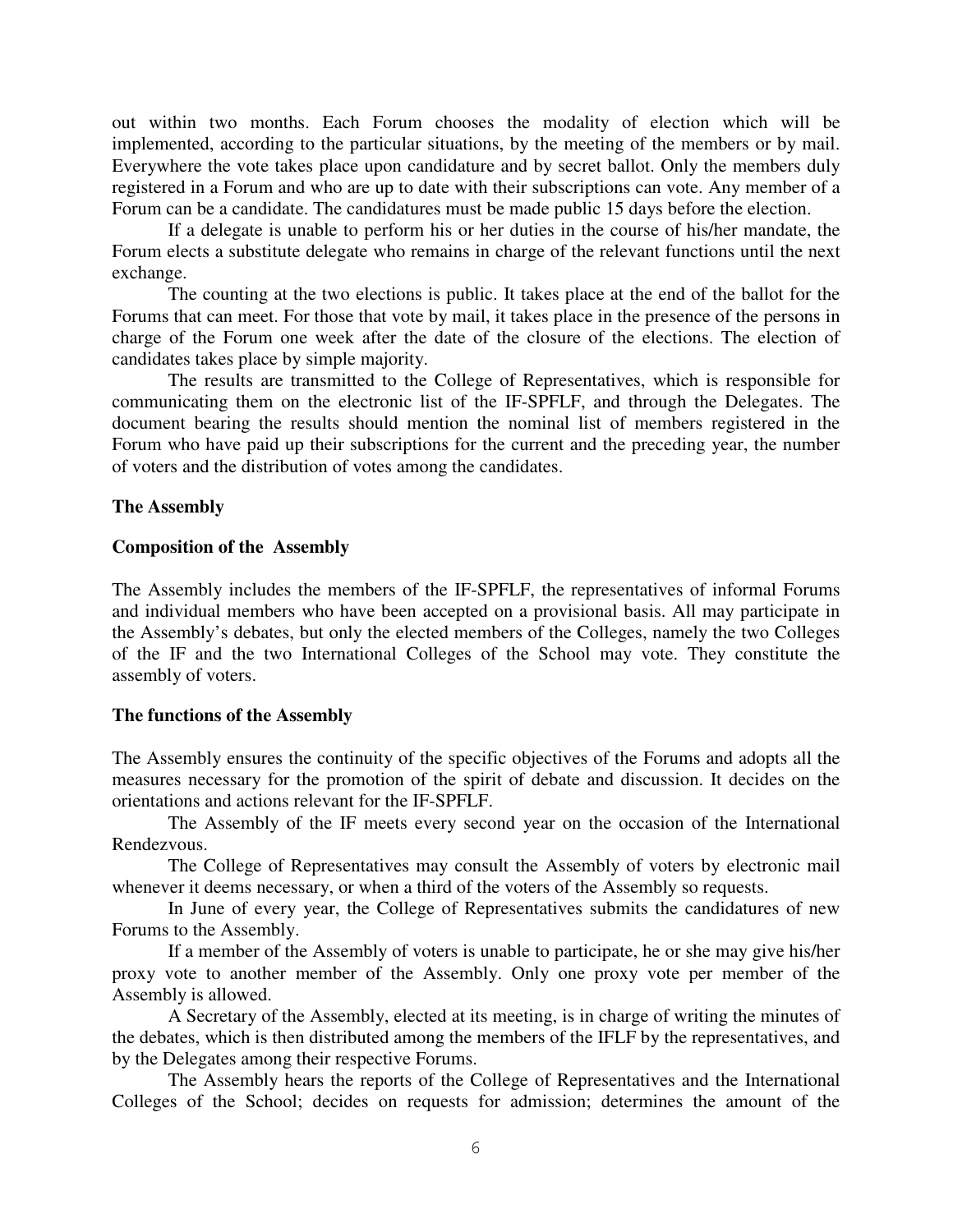out within two months. Each Forum chooses the modality of election which will be implemented, according to the particular situations, by the meeting of the members or by mail. Everywhere the vote takes place upon candidature and by secret ballot. Only the members duly registered in a Forum and who are up to date with their subscriptions can vote. Any member of a Forum can be a candidate. The candidatures must be made public 15 days before the election.

If a delegate is unable to perform his or her duties in the course of his/her mandate, the Forum elects a substitute delegate who remains in charge of the relevant functions until the next exchange.

The counting at the two elections is public. It takes place at the end of the ballot for the Forums that can meet. For those that vote by mail, it takes place in the presence of the persons in charge of the Forum one week after the date of the closure of the elections. The election of candidates takes place by simple majority.

The results are transmitted to the College of Representatives, which is responsible for communicating them on the electronic list of the IF-SPFLF, and through the Delegates. The document bearing the results should mention the nominal list of members registered in the Forum who have paid up their subscriptions for the current and the preceding year, the number of voters and the distribution of votes among the candidates.

**The Assembly**

**Composition of the Assembly**

The Assembly includes the members of the IF-SPFLF, the representatives of informal Forums and individual members who have been accepted on a provisional basis. All may participate in the Assembly's debates, but only the elected members of the Colleges, namely the two Colleges of the IF and the two International Colleges of the School may vote. They constitute the assembly of voters.

**The functions of the Assembly**

The Assembly ensures the continuity of the specific objectives of the Forums and adopts all the measures necessary for the promotion of the spirit of debate and discussion. It decides on the orientations and actions relevant for the IF-SPFLF.

The Assembly of the IF meets every second year on the occasion of the International Rendezvous.

The College of Representatives may consult the Assembly of voters by electronic mail whenever it deems necessary, or when a third of the voters of the Assembly so requests.

In June of every year, the College of Representatives submits the candidatures of new Forums to the Assembly.

If a member of the Assembly of voters is unable to participate, he or she may give his/her proxy vote to another member of the Assembly. Only one proxy vote per member of the Assembly is allowed.

A Secretary of the Assembly, elected at its meeting, is in charge of writing the minutes of the debates, which is then distributed among the members of the IFLF by the representatives, and by the Delegates among their respective Forums.

The Assembly hears the reports of the College of Representatives and the International Colleges of the School; decides on requests for admission; determines the amount of the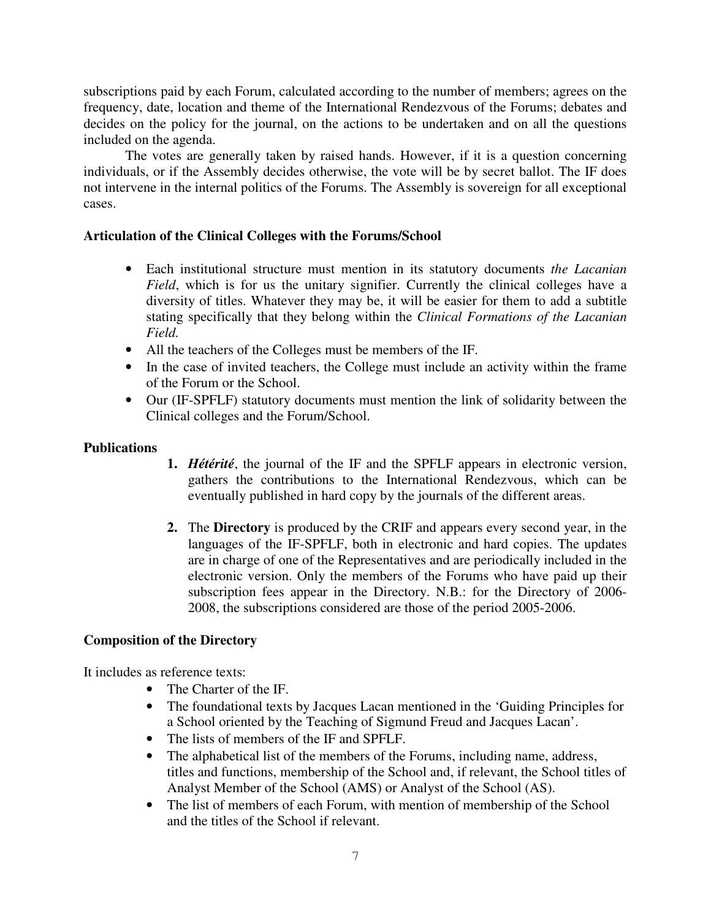subscriptions paid by each Forum, calculated according to the number of members; agrees on the frequency, date, location and theme of the International Rendezvous of the Forums; debates and decides on the policy for the journal, on the actions to be undertaken and on all the questions included on the agenda.

The votes are generally taken by raised hands. However, if it is a question concerning individuals, or if the Assembly decides otherwise, the vote will be by secret ballot. The IF does not intervene in the internal politics of the Forums. The Assembly is sovereign for all exceptional cases.

**Articulation of the Clinical Colleges with the Forums/School**

- Each institutional structure must mention in its statutory documents *the Lacanian Field*, which is for us the unitary signifier. Currently the clinical colleges have a diversity of titles. Whatever they may be, it will be easier for them to add a subtitle stating specifically that they belong within the *Clinical Formations of the Lacanian Field.*
- All the teachers of the Colleges must be members of the IF.
- In the case of invited teachers, the College must include an activity within the frame of the Forum or the School.
- Our (IF-SPFLF) statutory documents must mention the link of solidarity between the Clinical colleges and the Forum/School.

**Publications**

1. ***Hétérité***, the journal of the IF and the SPFLF appears in electronic version, gathers the contributions to the International Rendezvous, which can be eventually published in hard copy by the journals of the different areas.

2. The **Directory** is produced by the CRIF and appears every second year, in the languages of the IF-SPFLF, both in electronic and hard copies. The updates are in charge of one of the Representatives and are periodically included in the electronic version. Only the members of the Forums who have paid up their subscription fees appear in the Directory. N.B.: for the Directory of 2006-2008, the subscriptions considered are those of the period 2005-2006.

**Composition of the Directory**

It includes as reference texts:

- The Charter of the IF.
- The foundational texts by Jacques Lacan mentioned in the 'Guiding Principles for a School oriented by the Teaching of Sigmund Freud and Jacques Lacan'.
- The lists of members of the IF and SPFLF.
- The alphabetical list of the members of the Forums, including name, address, titles and functions, membership of the School and, if relevant, the School titles of Analyst Member of the School (AMS) or Analyst of the School (AS).
- The list of members of each Forum, with mention of membership of the School and the titles of the School if relevant.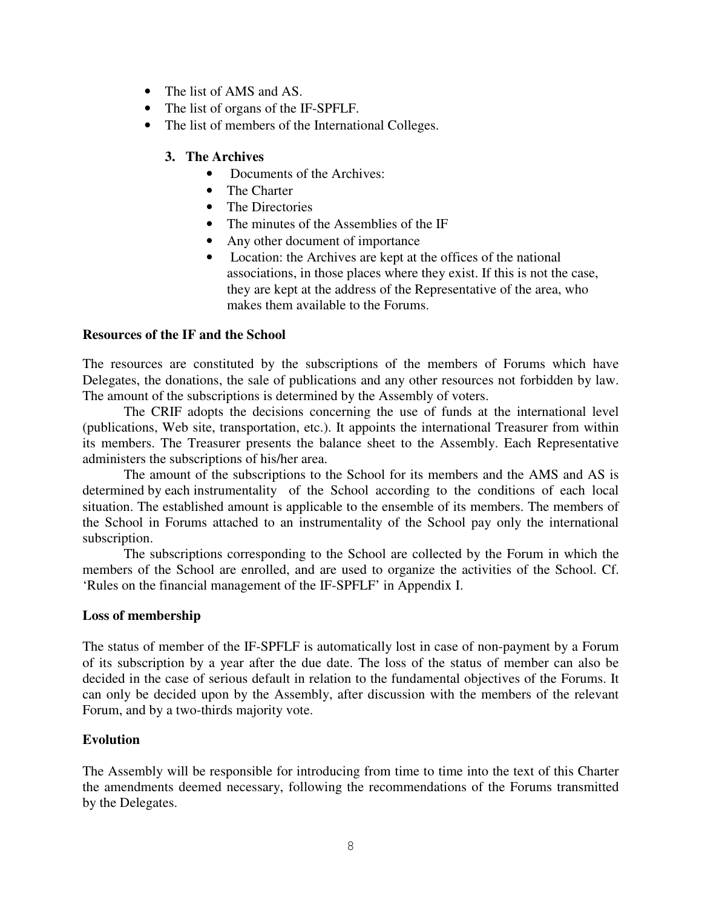- The list of AMS and AS.
- The list of organs of the IF-SPFLF.
- The list of members of the International Colleges.

### 3. The Archives

- Documents of the Archives:
- The Charter
- The Directories
- The minutes of the Assemblies of the IF
- Any other document of importance
- Location: the Archives are kept at the offices of the national associations, in those places where they exist. If this is not the case, they are kept at the address of the Representative of the area, who makes them available to the Forums.

**Resources of the IF and the School**

The resources are constituted by the subscriptions of the members of Forums which have Delegates, the donations, the sale of publications and any other resources not forbidden by law. The amount of the subscriptions is determined by the Assembly of voters.

The CRIF adopts the decisions concerning the use of funds at the international level (publications, Web site, transportation, etc.). It appoints the international Treasurer from within its members. The Treasurer presents the balance sheet to the Assembly. Each Representative administers the subscriptions of his/her area.

The amount of the subscriptions to the School for its members and the AMS and AS is determined by each instrumentality of the School according to the conditions of each local situation. The established amount is applicable to the ensemble of its members. The members of the School in Forums attached to an instrumentality of the School pay only the international subscription.

The subscriptions corresponding to the School are collected by the Forum in which the members of the School are enrolled, and are used to organize the activities of the School. Cf. 'Rules on the financial management of the IF-SPFLF' in Appendix I.

**Loss of membership**

The status of member of the IF-SPFLF is automatically lost in case of non-payment by a Forum of its subscription by a year after the due date. The loss of the status of member can also be decided in the case of serious default in relation to the fundamental objectives of the Forums. It can only be decided upon by the Assembly, after discussion with the members of the relevant Forum, and by a two-thirds majority vote.

**Evolution**

The Assembly will be responsible for introducing from time to time into the text of this Charter the amendments deemed necessary, following the recommendations of the Forums transmitted by the Delegates.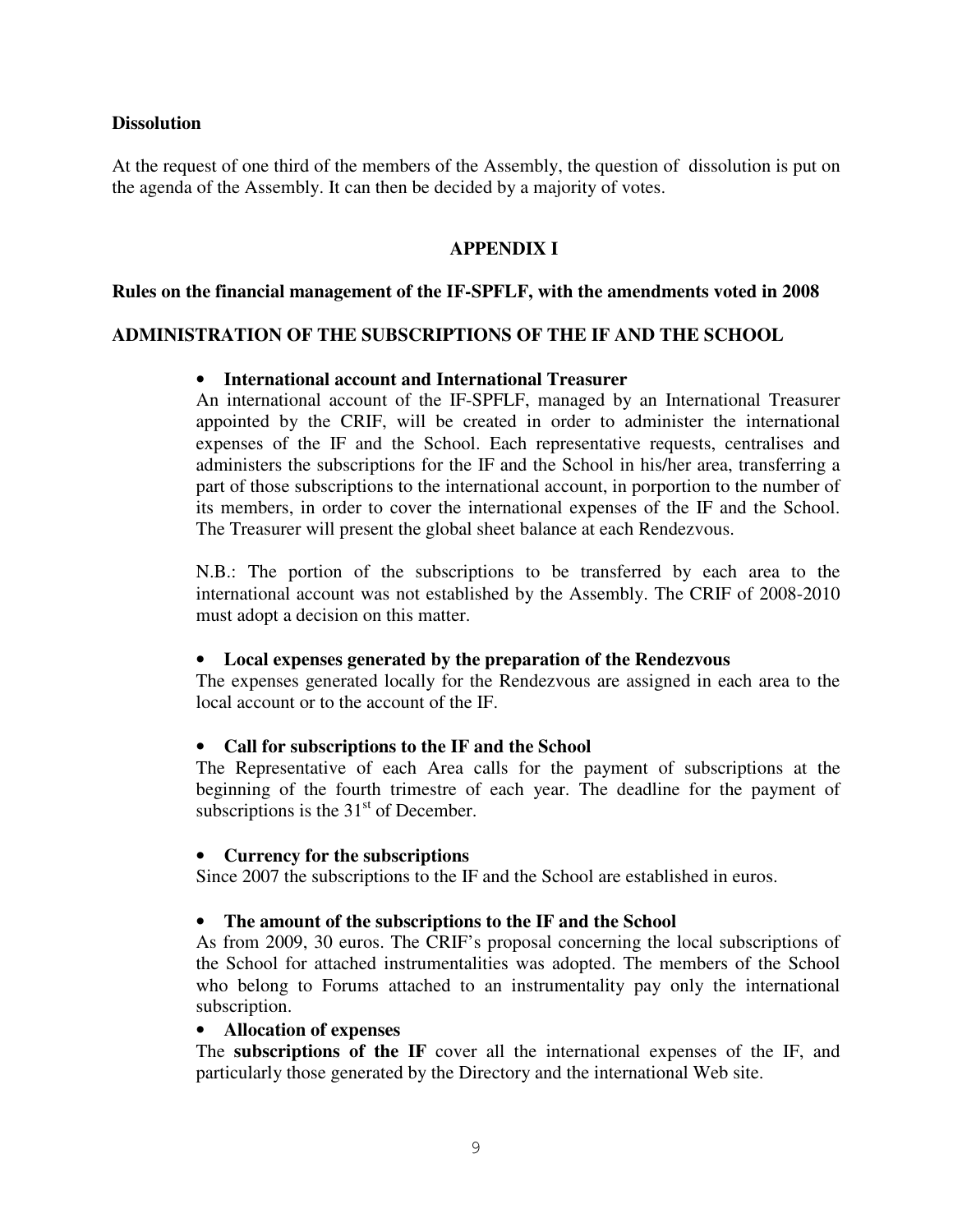**Dissolution**

At the request of one third of the members of the Assembly, the question of dissolution is put on the agenda of the Assembly. It can then be decided by a majority of votes.

## APPENDIX I

**Rules on the financial management of the IF-SPFLF, with the amendments voted in 2008**

**ADMINISTRATION OF THE SUBSCRIPTIONS OF THE IF AND THE SCHOOL**

- **International account and International Treasurer**

  An international account of the IF-SPFLF, managed by an International Treasurer appointed by the CRIF, will be created in order to administer the international expenses of the IF and the School. Each representative requests, centralises and administers the subscriptions for the IF and the School in his/her area, transferring a part of those subscriptions to the international account, in porportion to the number of its members, in order to cover the international expenses of the IF and the School. The Treasurer will present the global sheet balance at each Rendezvous.

  N.B.: The portion of the subscriptions to be transferred by each area to the international account was not established by the Assembly. The CRIF of 2008-2010 must adopt a decision on this matter.

- **Local expenses generated by the preparation of the Rendezvous**

  The expenses generated locally for the Rendezvous are assigned in each area to the local account or to the account of the IF.

- **Call for subscriptions to the IF and the School**

  The Representative of each Area calls for the payment of subscriptions at the beginning of the fourth trimestre of each year. The deadline for the payment of subscriptions is the 31st of December.

- **Currency for the subscriptions**

  Since 2007 the subscriptions to the IF and the School are established in euros.

- **The amount of the subscriptions to the IF and the School**

  As from 2009, 30 euros. The CRIF's proposal concerning the local subscriptions of the School for attached instrumentalities was adopted. The members of the School who belong to Forums attached to an instrumentality pay only the international subscription.

- **Allocation of expenses**

  The **subscriptions of the IF** cover all the international expenses of the IF, and particularly those generated by the Directory and the international Web site.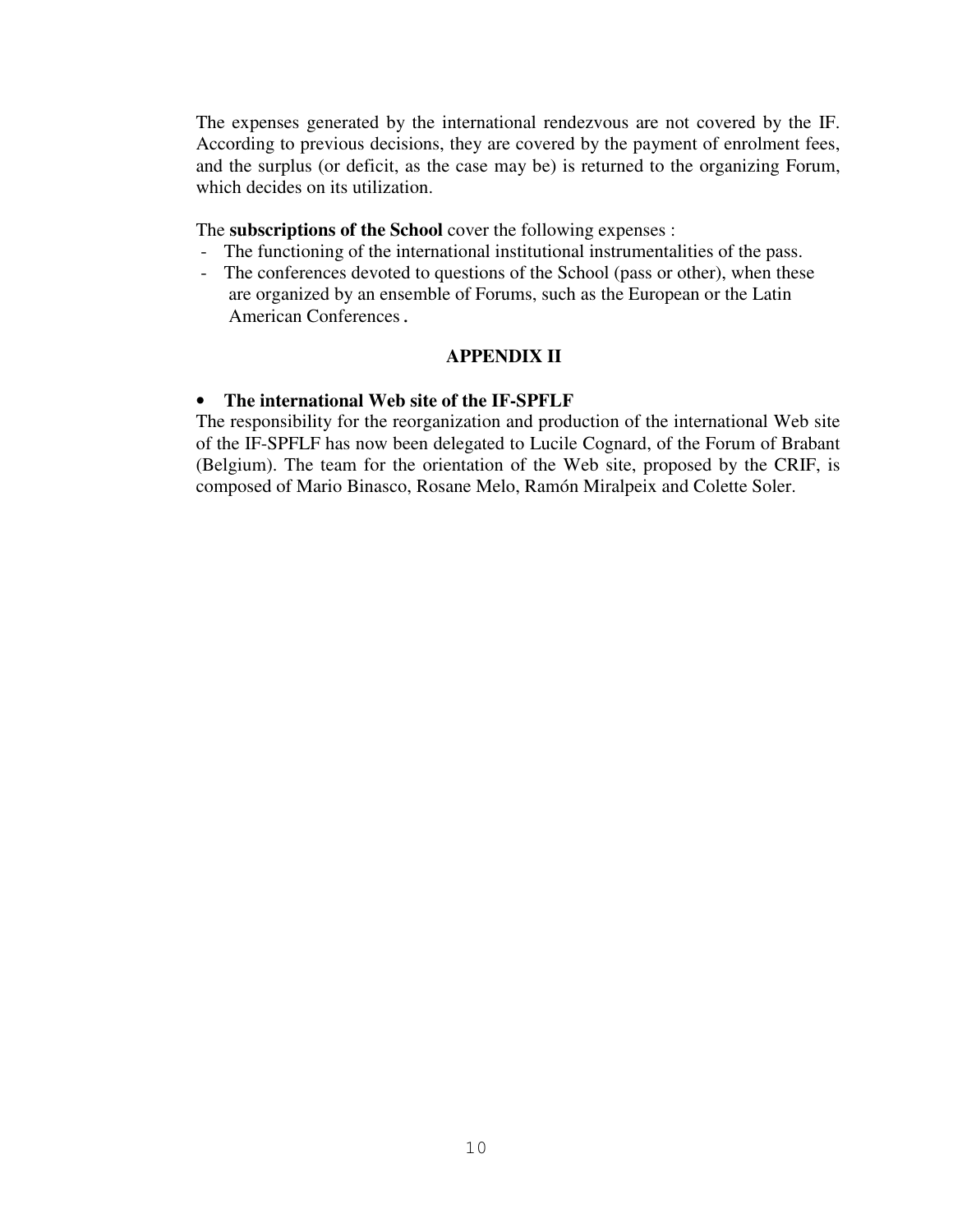The expenses generated by the international rendezvous are not covered by the IF. According to previous decisions, they are covered by the payment of enrolment fees, and the surplus (or deficit, as the case may be) is returned to the organizing Forum, which decides on its utilization.

The **subscriptions of the School** cover the following expenses :

- The functioning of the international institutional instrumentalities of the pass.
- The conferences devoted to questions of the School (pass or other), when these are organized by an ensemble of Forums, such as the European or the Latin American Conferences.

## APPENDIX II

- **The international Web site of the IF-SPFLF**

The responsibility for the reorganization and production of the international Web site of the IF-SPFLF has now been delegated to Lucile Cognard, of the Forum of Brabant (Belgium). The team for the orientation of the Web site, proposed by the CRIF, is composed of Mario Binasco, Rosane Melo, Ramón Miralpeix and Colette Soler.